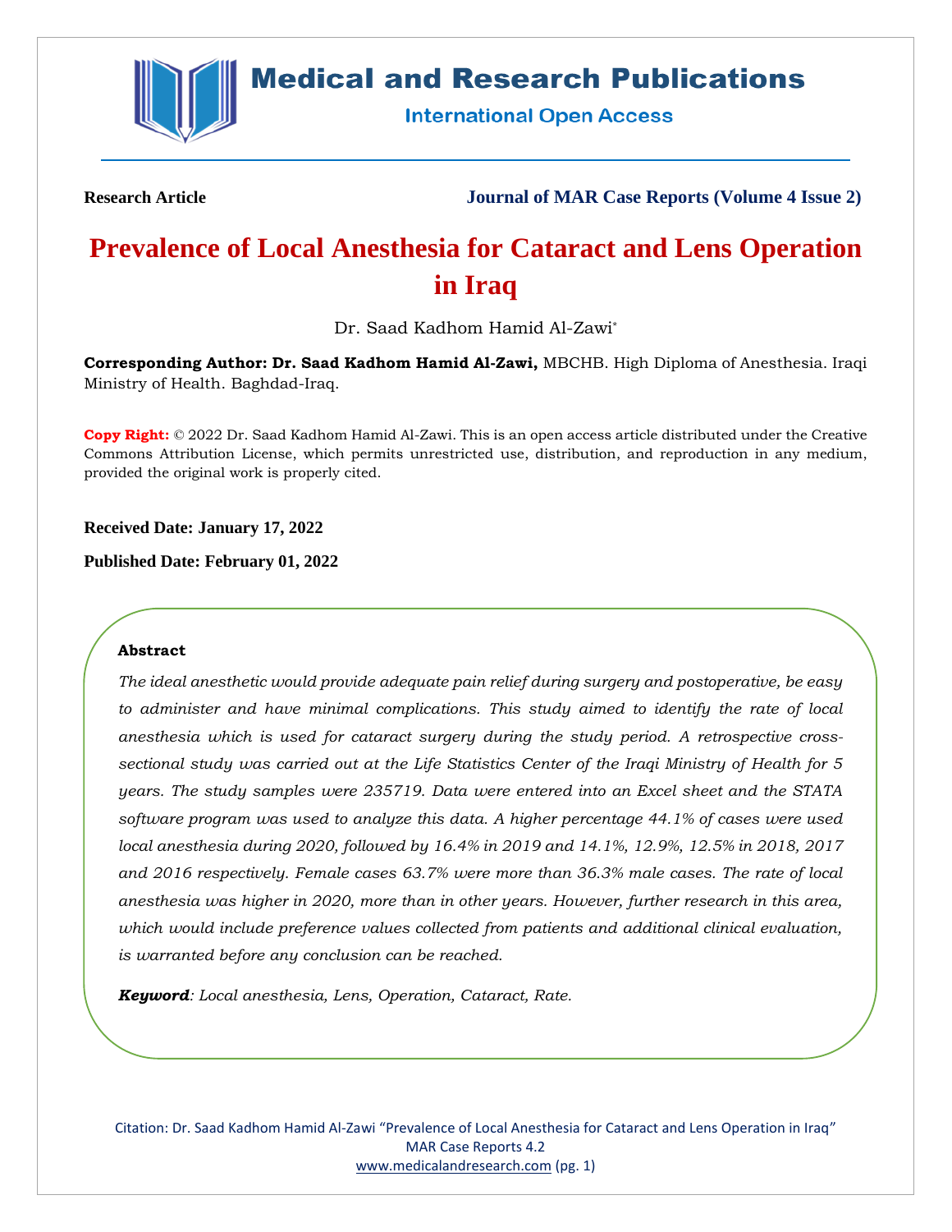**Research Article** **Journal of MAR Case Reports (Volume 4 Issue 2)**

# Prevalence of Local Anesthesia for Cataract and Lens Operation in Iraq

Dr. Saad Kadhom Hamid Al-Zawi*

**Corresponding Author: Dr. Saad Kadhom Hamid Al-Zawi,** MBCHB. High Diploma of Anesthesia. Iraqi Ministry of Health. Baghdad-Iraq.

**Copy Right:** © 2022 Dr. Saad Kadhom Hamid Al-Zawi. This is an open access article distributed under the Creative Commons Attribution License, which permits unrestricted use, distribution, and reproduction in any medium, provided the original work is properly cited.

**Received Date: January 17, 2022**

**Published Date: February 01, 2022**

### Abstract

*The ideal anesthetic would provide adequate pain relief during surgery and postoperative, be easy to administer and have minimal complications. This study aimed to identify the rate of local anesthesia which is used for cataract surgery during the study period. A retrospective cross-sectional study was carried out at the Life Statistics Center of the Iraqi Ministry of Health for 5 years. The study samples were 235719. Data were entered into an Excel sheet and the STATA software program was used to analyze this data. A higher percentage 44.1% of cases were used local anesthesia during 2020, followed by 16.4% in 2019 and 14.1%, 12.9%, 12.5% in 2018, 2017 and 2016 respectively. Female cases 63.7% were more than 36.3% male cases. The rate of local anesthesia was higher in 2020, more than in other years. However, further research in this area, which would include preference values collected from patients and additional clinical evaluation, is warranted before any conclusion can be reached.*

***Keyword**: Local anesthesia, Lens, Operation, Cataract, Rate.*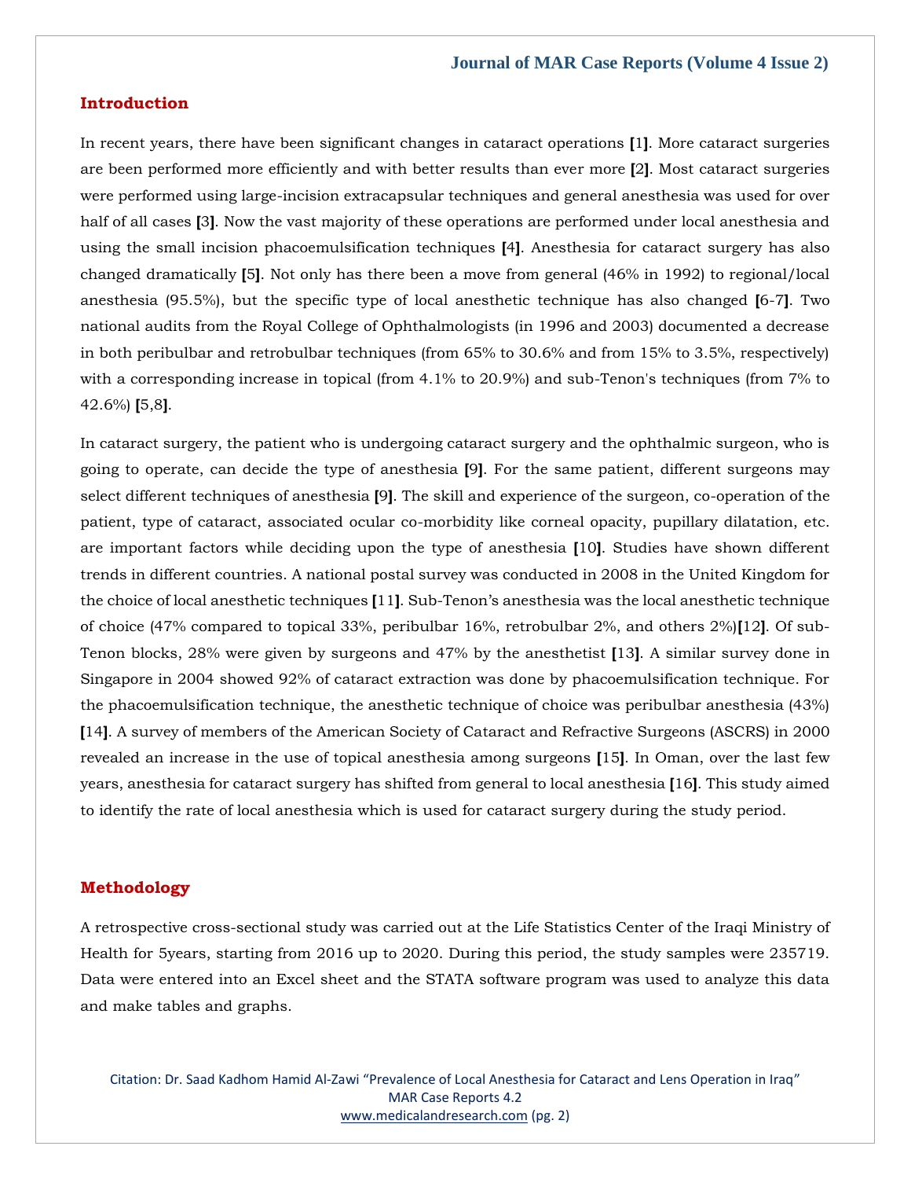## Introduction

In recent years, there have been significant changes in cataract operations [1]. More cataract surgeries are been performed more efficiently and with better results than ever more [2]. Most cataract surgeries were performed using large-incision extracapsular techniques and general anesthesia was used for over half of all cases [3]. Now the vast majority of these operations are performed under local anesthesia and using the small incision phacoemulsification techniques [4]. Anesthesia for cataract surgery has also changed dramatically [5]. Not only has there been a move from general (46% in 1992) to regional/local anesthesia (95.5%), but the specific type of local anesthetic technique has also changed [6-7]. Two national audits from the Royal College of Ophthalmologists (in 1996 and 2003) documented a decrease in both peribulbar and retrobulbar techniques (from 65% to 30.6% and from 15% to 3.5%, respectively) with a corresponding increase in topical (from 4.1% to 20.9%) and sub-Tenon's techniques (from 7% to 42.6%) [5,8].

In cataract surgery, the patient who is undergoing cataract surgery and the ophthalmic surgeon, who is going to operate, can decide the type of anesthesia [9]. For the same patient, different surgeons may select different techniques of anesthesia [9]. The skill and experience of the surgeon, co-operation of the patient, type of cataract, associated ocular co-morbidity like corneal opacity, pupillary dilatation, etc. are important factors while deciding upon the type of anesthesia [10]. Studies have shown different trends in different countries. A national postal survey was conducted in 2008 in the United Kingdom for the choice of local anesthetic techniques [11]. Sub-Tenon's anesthesia was the local anesthetic technique of choice (47% compared to topical 33%, peribulbar 16%, retrobulbar 2%, and others 2%)[12]. Of sub-Tenon blocks, 28% were given by surgeons and 47% by the anesthetist [13]. A similar survey done in Singapore in 2004 showed 92% of cataract extraction was done by phacoemulsification technique. For the phacoemulsification technique, the anesthetic technique of choice was peribulbar anesthesia (43%) [14]. A survey of members of the American Society of Cataract and Refractive Surgeons (ASCRS) in 2000 revealed an increase in the use of topical anesthesia among surgeons [15]. In Oman, over the last few years, anesthesia for cataract surgery has shifted from general to local anesthesia [16]. This study aimed to identify the rate of local anesthesia which is used for cataract surgery during the study period.

## Methodology

A retrospective cross-sectional study was carried out at the Life Statistics Center of the Iraqi Ministry of Health for 5years, starting from 2016 up to 2020. During this period, the study samples were 235719. Data were entered into an Excel sheet and the STATA software program was used to analyze this data and make tables and graphs.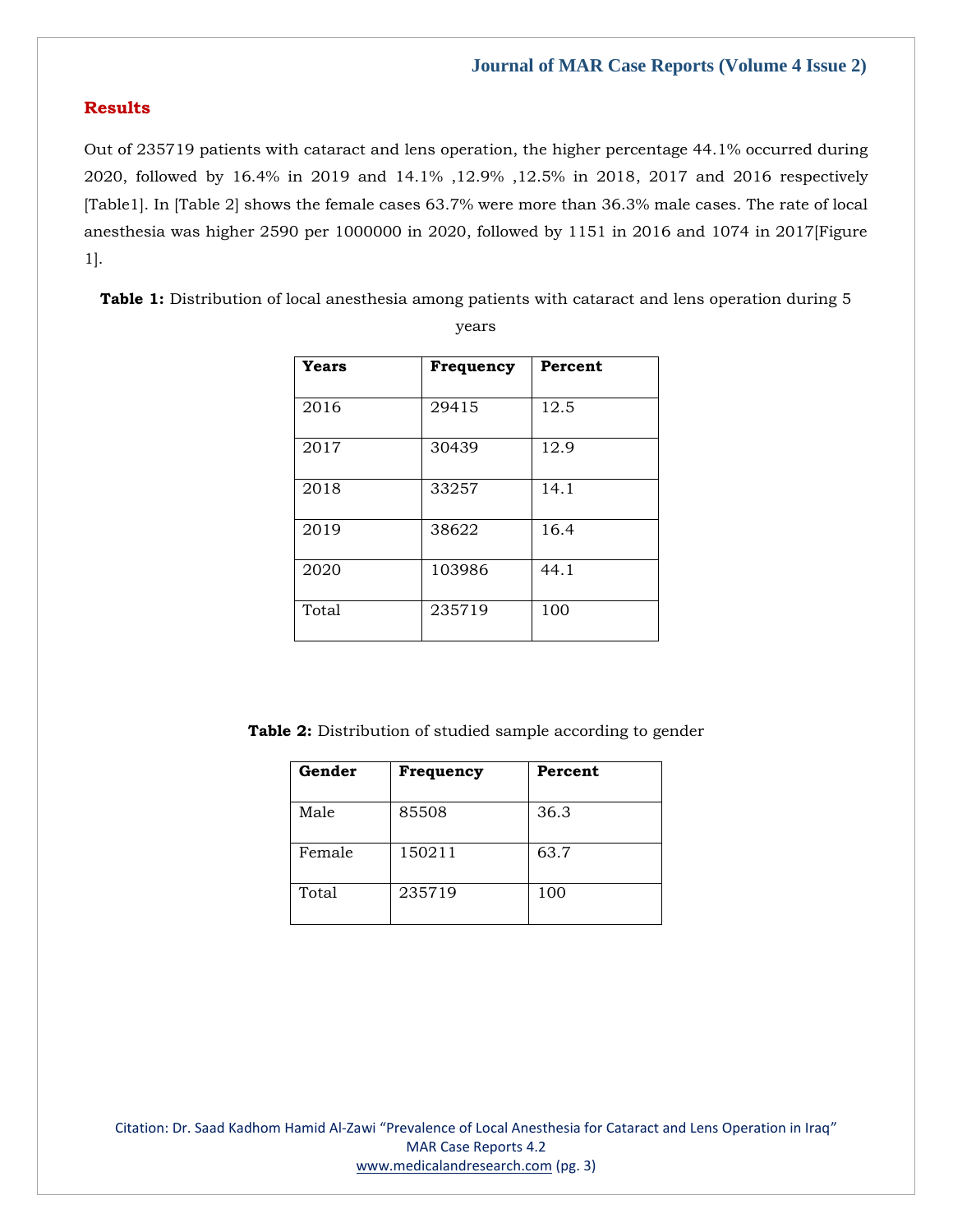## Results

Out of 235719 patients with cataract and lens operation, the higher percentage 44.1% occurred during 2020, followed by 16.4% in 2019 and 14.1% ,12.9% ,12.5% in 2018, 2017 and 2016 respectively [Table1]. In [Table 2] shows the female cases 63.7% were more than 36.3% male cases. The rate of local anesthesia was higher 2590 per 1000000 in 2020, followed by 1151 in 2016 and 1074 in 2017[Figure 1].

**Table 1:** Distribution of local anesthesia among patients with cataract and lens operation during 5 years

| Years | Frequency | Percent |
| --- | --- | --- |
| 2016 | 29415 | 12.5 |
| 2017 | 30439 | 12.9 |
| 2018 | 33257 | 14.1 |
| 2019 | 38622 | 16.4 |
| 2020 | 103986 | 44.1 |
| Total | 235719 | 100 |

**Table 2:** Distribution of studied sample according to gender

| Gender | Frequency | Percent |
| --- | --- | --- |
| Male | 85508 | 36.3 |
| Female | 150211 | 63.7 |
| Total | 235719 | 100 |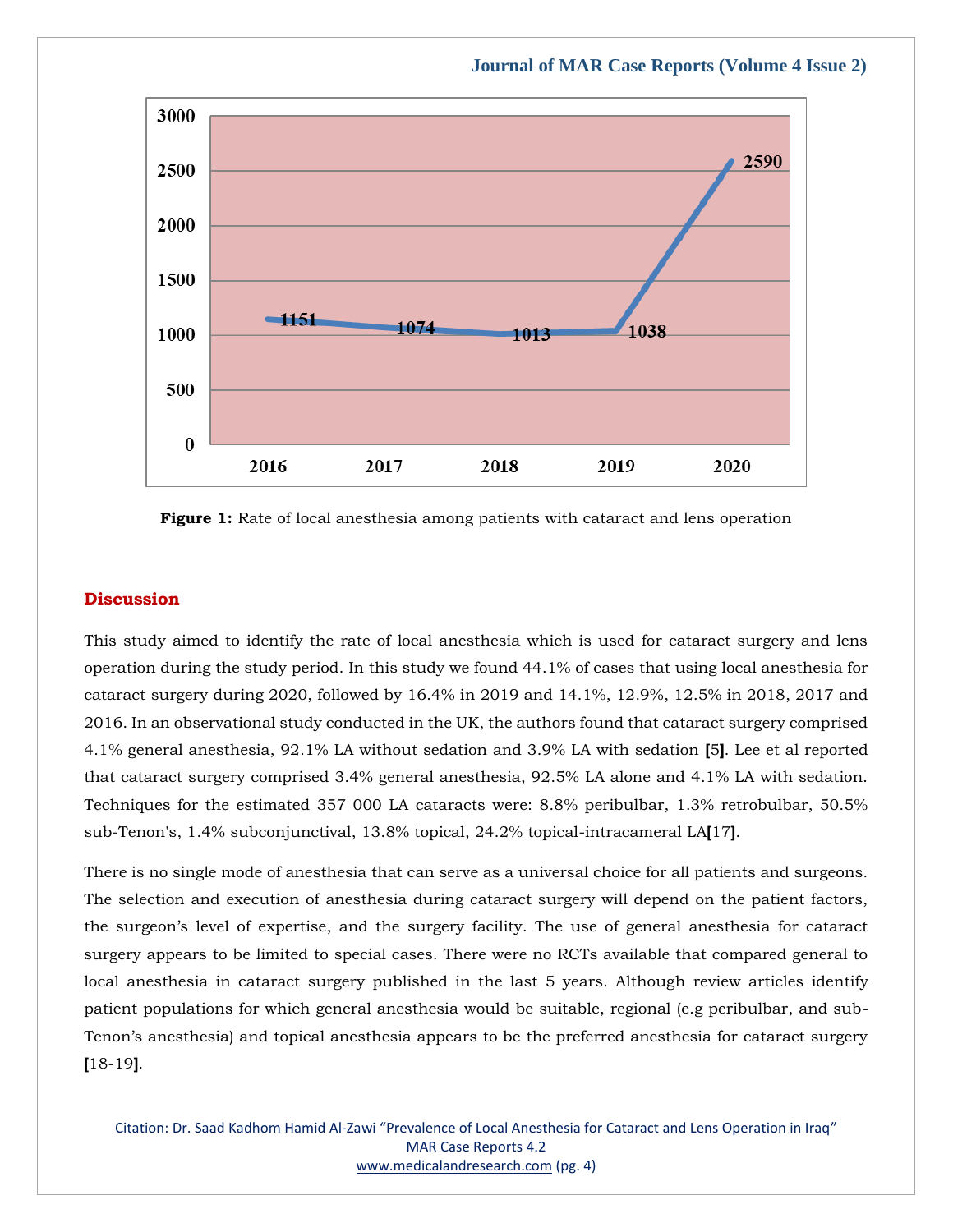Figure 1: Rate of local anesthesia among patients with cataract and lens operation

## Discussion

This study aimed to identify the rate of local anesthesia which is used for cataract surgery and lens operation during the study period. In this study we found 44.1% of cases that using local anesthesia for cataract surgery during 2020, followed by 16.4% in 2019 and 14.1%, 12.9%, 12.5% in 2018, 2017 and 2016. In an observational study conducted in the UK, the authors found that cataract surgery comprised 4.1% general anesthesia, 92.1% LA without sedation and 3.9% LA with sedation **[**5**]**. Lee et al reported that cataract surgery comprised 3.4% general anesthesia, 92.5% LA alone and 4.1% LA with sedation. Techniques for the estimated 357 000 LA cataracts were: 8.8% peribulbar, 1.3% retrobulbar, 50.5% sub-Tenon's, 1.4% subconjunctival, 13.8% topical, 24.2% topical-intracameral LA**[**17**]**.

There is no single mode of anesthesia that can serve as a universal choice for all patients and surgeons. The selection and execution of anesthesia during cataract surgery will depend on the patient factors, the surgeon's level of expertise, and the surgery facility. The use of general anesthesia for cataract surgery appears to be limited to special cases. There were no RCTs available that compared general to local anesthesia in cataract surgery published in the last 5 years. Although review articles identify patient populations for which general anesthesia would be suitable, regional (e.g peribulbar, and sub-Tenon's anesthesia) and topical anesthesia appears to be the preferred anesthesia for cataract surgery **[**18-19**]**.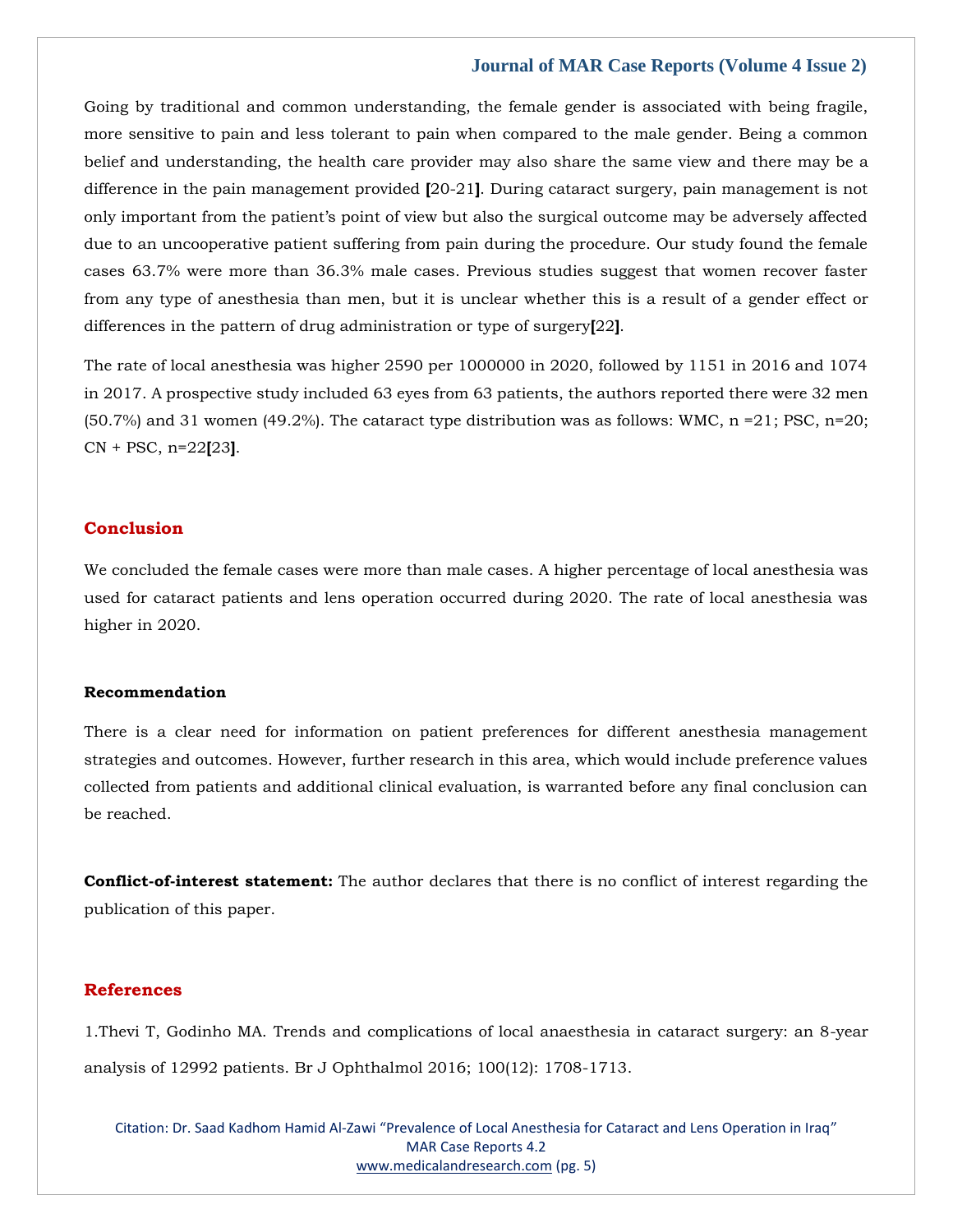Going by traditional and common understanding, the female gender is associated with being fragile, more sensitive to pain and less tolerant to pain when compared to the male gender. Being a common belief and understanding, the health care provider may also share the same view and there may be a difference in the pain management provided [20-21]. During cataract surgery, pain management is not only important from the patient's point of view but also the surgical outcome may be adversely affected due to an uncooperative patient suffering from pain during the procedure. Our study found the female cases 63.7% were more than 36.3% male cases. Previous studies suggest that women recover faster from any type of anesthesia than men, but it is unclear whether this is a result of a gender effect or differences in the pattern of drug administration or type of surgery[22].

The rate of local anesthesia was higher 2590 per 1000000 in 2020, followed by 1151 in 2016 and 1074 in 2017. A prospective study included 63 eyes from 63 patients, the authors reported there were 32 men (50.7%) and 31 women (49.2%). The cataract type distribution was as follows: WMC, n =21; PSC, n=20; CN + PSC, n=22[23].

## Conclusion

We concluded the female cases were more than male cases. A higher percentage of local anesthesia was used for cataract patients and lens operation occurred during 2020. The rate of local anesthesia was higher in 2020.

### Recommendation

There is a clear need for information on patient preferences for different anesthesia management strategies and outcomes. However, further research in this area, which would include preference values collected from patients and additional clinical evaluation, is warranted before any final conclusion can be reached.

**Conflict-of-interest statement:** The author declares that there is no conflict of interest regarding the publication of this paper.

## References

1.Thevi T, Godinho MA. Trends and complications of local anaesthesia in cataract surgery: an 8-year analysis of 12992 patients. Br J Ophthalmol 2016; 100(12): 1708-1713.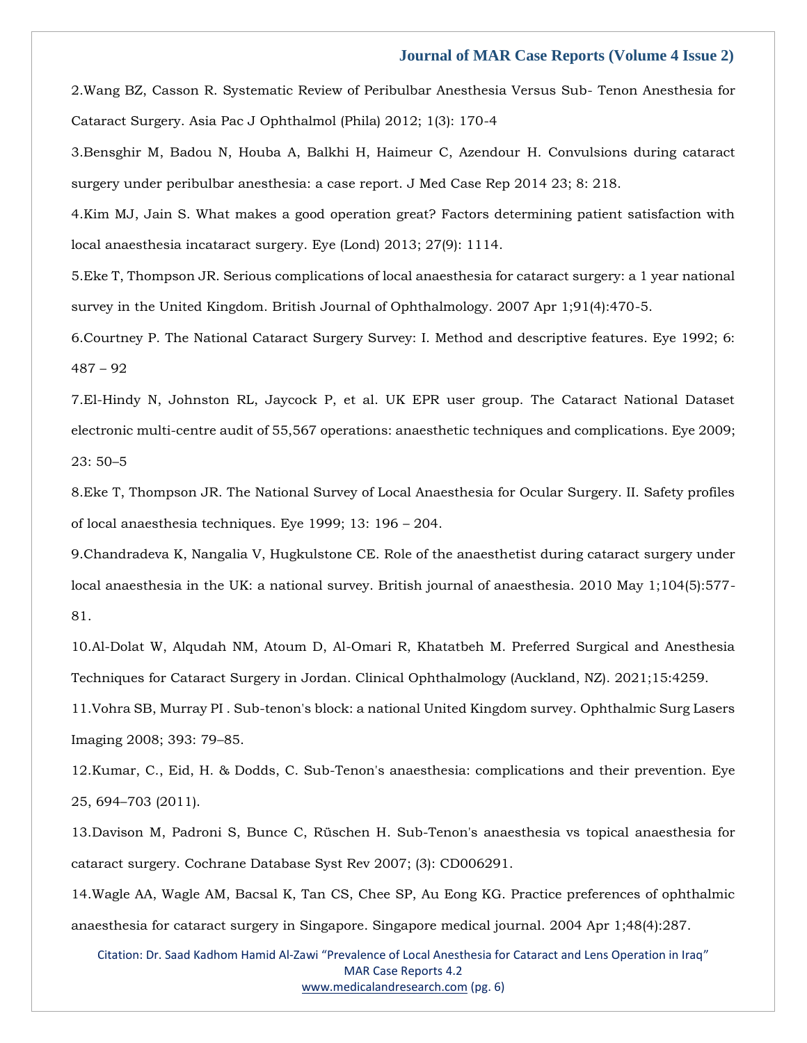2.Wang BZ, Casson R. Systematic Review of Peribulbar Anesthesia Versus Sub- Tenon Anesthesia for Cataract Surgery. Asia Pac J Ophthalmol (Phila) 2012; 1(3): 170-4

3.Bensghir M, Badou N, Houba A, Balkhi H, Haimeur C, Azendour H. Convulsions during cataract surgery under peribulbar anesthesia: a case report. J Med Case Rep 2014 23; 8: 218.

4.Kim MJ, Jain S. What makes a good operation great? Factors determining patient satisfaction with local anaesthesia incataract surgery. Eye (Lond) 2013; 27(9): 1114.

5.Eke T, Thompson JR. Serious complications of local anaesthesia for cataract surgery: a 1 year national survey in the United Kingdom. British Journal of Ophthalmology. 2007 Apr 1;91(4):470-5.

6.Courtney P. The National Cataract Surgery Survey: I. Method and descriptive features. Eye 1992; 6: 487 – 92

7.El-Hindy N, Johnston RL, Jaycock P, et al. UK EPR user group. The Cataract National Dataset electronic multi-centre audit of 55,567 operations: anaesthetic techniques and complications. Eye 2009; 23: 50–5

8.Eke T, Thompson JR. The National Survey of Local Anaesthesia for Ocular Surgery. II. Safety profiles of local anaesthesia techniques. Eye 1999; 13: 196 – 204.

9.Chandradeva K, Nangalia V, Hugkulstone CE. Role of the anaesthetist during cataract surgery under local anaesthesia in the UK: a national survey. British journal of anaesthesia. 2010 May 1;104(5):577-81.

10.Al-Dolat W, Alqudah NM, Atoum D, Al-Omari R, Khatatbeh M. Preferred Surgical and Anesthesia Techniques for Cataract Surgery in Jordan. Clinical Ophthalmology (Auckland, NZ). 2021;15:4259.

11.Vohra SB, Murray PI . Sub-tenon's block: a national United Kingdom survey. Ophthalmic Surg Lasers Imaging 2008; 393: 79–85.

12.Kumar, C., Eid, H. & Dodds, C. Sub-Tenon's anaesthesia: complications and their prevention. Eye 25, 694–703 (2011).

13.Davison M, Padroni S, Bunce C, Rüschen H. Sub-Tenon's anaesthesia vs topical anaesthesia for cataract surgery. Cochrane Database Syst Rev 2007; (3): CD006291.

14.Wagle AA, Wagle AM, Bacsal K, Tan CS, Chee SP, Au Eong KG. Practice preferences of ophthalmic anaesthesia for cataract surgery in Singapore. Singapore medical journal. 2004 Apr 1;48(4):287.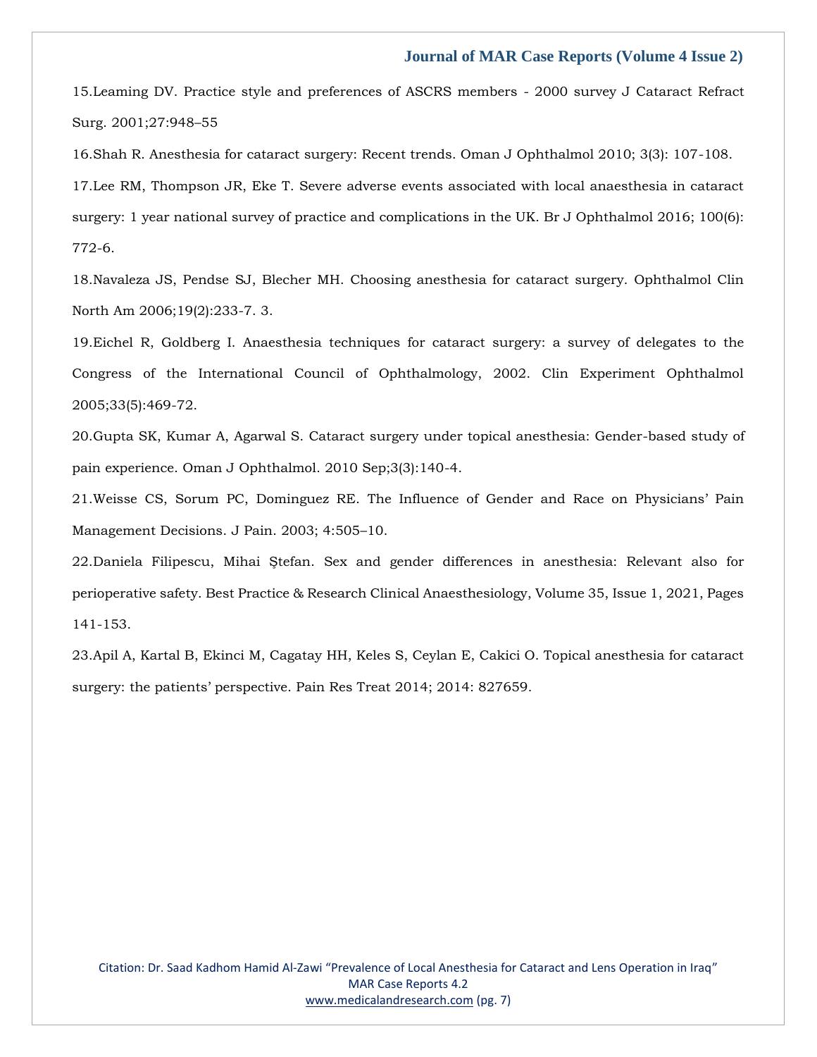15.Leaming DV. Practice style and preferences of ASCRS members - 2000 survey J Cataract Refract Surg. 2001;27:948–55

16.Shah R. Anesthesia for cataract surgery: Recent trends. Oman J Ophthalmol 2010; 3(3): 107-108.

17.Lee RM, Thompson JR, Eke T. Severe adverse events associated with local anaesthesia in cataract surgery: 1 year national survey of practice and complications in the UK. Br J Ophthalmol 2016; 100(6): 772-6.

18.Navaleza JS, Pendse SJ, Blecher MH. Choosing anesthesia for cataract surgery. Ophthalmol Clin North Am 2006;19(2):233-7. 3.

19.Eichel R, Goldberg I. Anaesthesia techniques for cataract surgery: a survey of delegates to the Congress of the International Council of Ophthalmology, 2002. Clin Experiment Ophthalmol 2005;33(5):469-72.

20.Gupta SK, Kumar A, Agarwal S. Cataract surgery under topical anesthesia: Gender-based study of pain experience. Oman J Ophthalmol. 2010 Sep;3(3):140-4.

21.Weisse CS, Sorum PC, Dominguez RE. The Influence of Gender and Race on Physicians' Pain Management Decisions. J Pain. 2003; 4:505–10.

22.Daniela Filipescu, Mihai Ştefan. Sex and gender differences in anesthesia: Relevant also for perioperative safety. Best Practice & Research Clinical Anaesthesiology, Volume 35, Issue 1, 2021, Pages 141-153.

23.Apil A, Kartal B, Ekinci M, Cagatay HH, Keles S, Ceylan E, Cakici O. Topical anesthesia for cataract surgery: the patients' perspective. Pain Res Treat 2014; 2014: 827659.